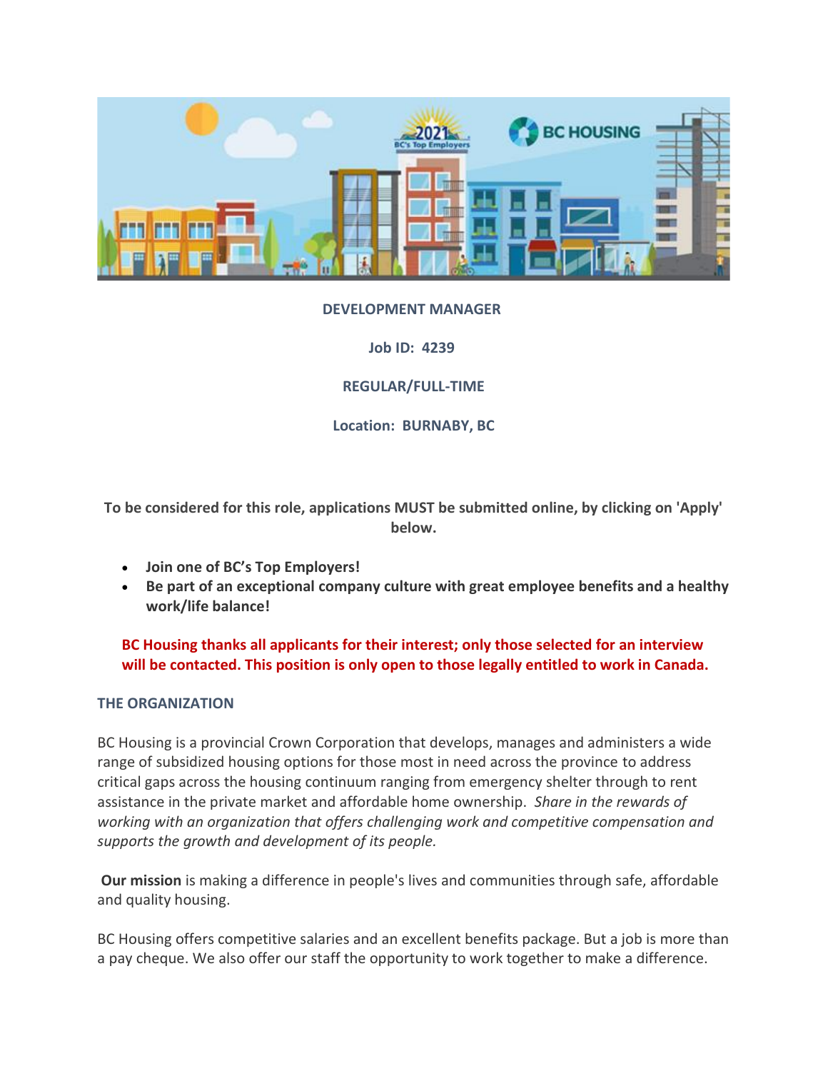**DEVELOPMENT MANAGER**

**Job ID: 4239**

**REGULAR/FULL-TIME**

**Location: BURNABY, BC**

**To be considered for this role, applications MUST be submitted online, by clicking on 'Apply' below.**

- **Join one of BC's Top Employers!**
- **Be part of an exceptional company culture with great employee benefits and a healthy work/life balance!**

**BC Housing thanks all applicants for their interest; only those selected for an interview will be contacted. This position is only open to those legally entitled to work in Canada.**

## THE ORGANIZATION

BC Housing is a provincial Crown Corporation that develops, manages and administers a wide range of subsidized housing options for those most in need across the province to address critical gaps across the housing continuum ranging from emergency shelter through to rent assistance in the private market and affordable home ownership. *Share in the rewards of working with an organization that offers challenging work and competitive compensation and supports the growth and development of its people.*

**Our mission** is making a difference in people's lives and communities through safe, affordable and quality housing.

BC Housing offers competitive salaries and an excellent benefits package. But a job is more than a pay cheque. We also offer our staff the opportunity to work together to make a difference.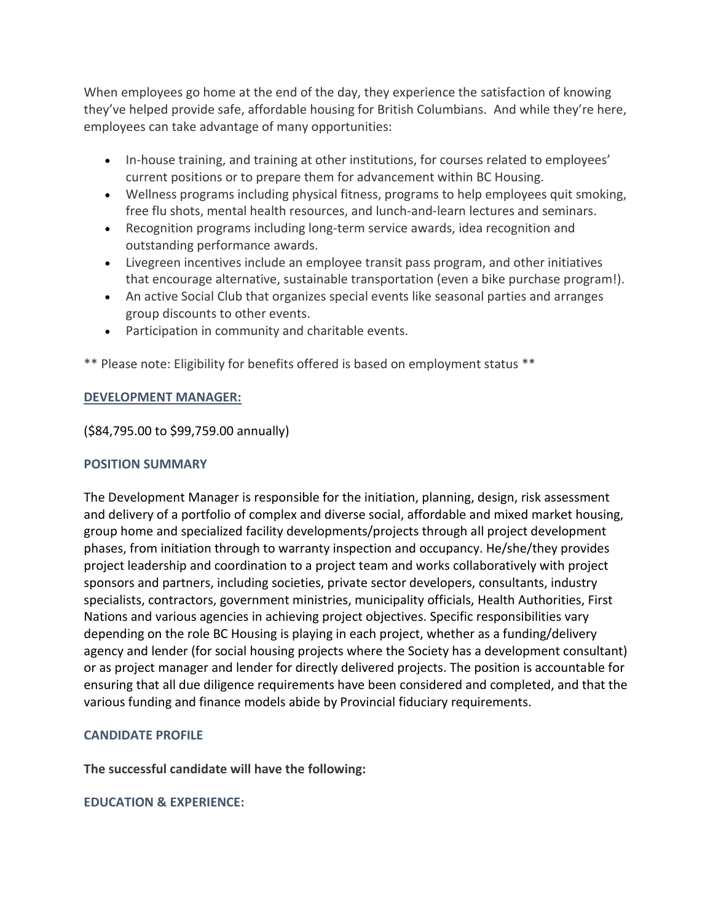When employees go home at the end of the day, they experience the satisfaction of knowing they've helped provide safe, affordable housing for British Columbians. And while they're here, employees can take advantage of many opportunities:

- In-house training, and training at other institutions, for courses related to employees' current positions or to prepare them for advancement within BC Housing.
- Wellness programs including physical fitness, programs to help employees quit smoking, free flu shots, mental health resources, and lunch-and-learn lectures and seminars.
- Recognition programs including long-term service awards, idea recognition and outstanding performance awards.
- Livegreen incentives include an employee transit pass program, and other initiatives that encourage alternative, sustainable transportation (even a bike purchase program!).
- An active Social Club that organizes special events like seasonal parties and arranges group discounts to other events.
- Participation in community and charitable events.

** Please note: Eligibility for benefits offered is based on employment status **

## DEVELOPMENT MANAGER:

($84,795.00 to $99,759.00 annually)

### POSITION SUMMARY

The Development Manager is responsible for the initiation, planning, design, risk assessment and delivery of a portfolio of complex and diverse social, affordable and mixed market housing, group home and specialized facility developments/projects through all project development phases, from initiation through to warranty inspection and occupancy. He/she/they provides project leadership and coordination to a project team and works collaboratively with project sponsors and partners, including societies, private sector developers, consultants, industry specialists, contractors, government ministries, municipality officials, Health Authorities, First Nations and various agencies in achieving project objectives. Specific responsibilities vary depending on the role BC Housing is playing in each project, whether as a funding/delivery agency and lender (for social housing projects where the Society has a development consultant) or as project manager and lender for directly delivered projects. The position is accountable for ensuring that all due diligence requirements have been considered and completed, and that the various funding and finance models abide by Provincial fiduciary requirements.

### CANDIDATE PROFILE

**The successful candidate will have the following:**

### EDUCATION & EXPERIENCE: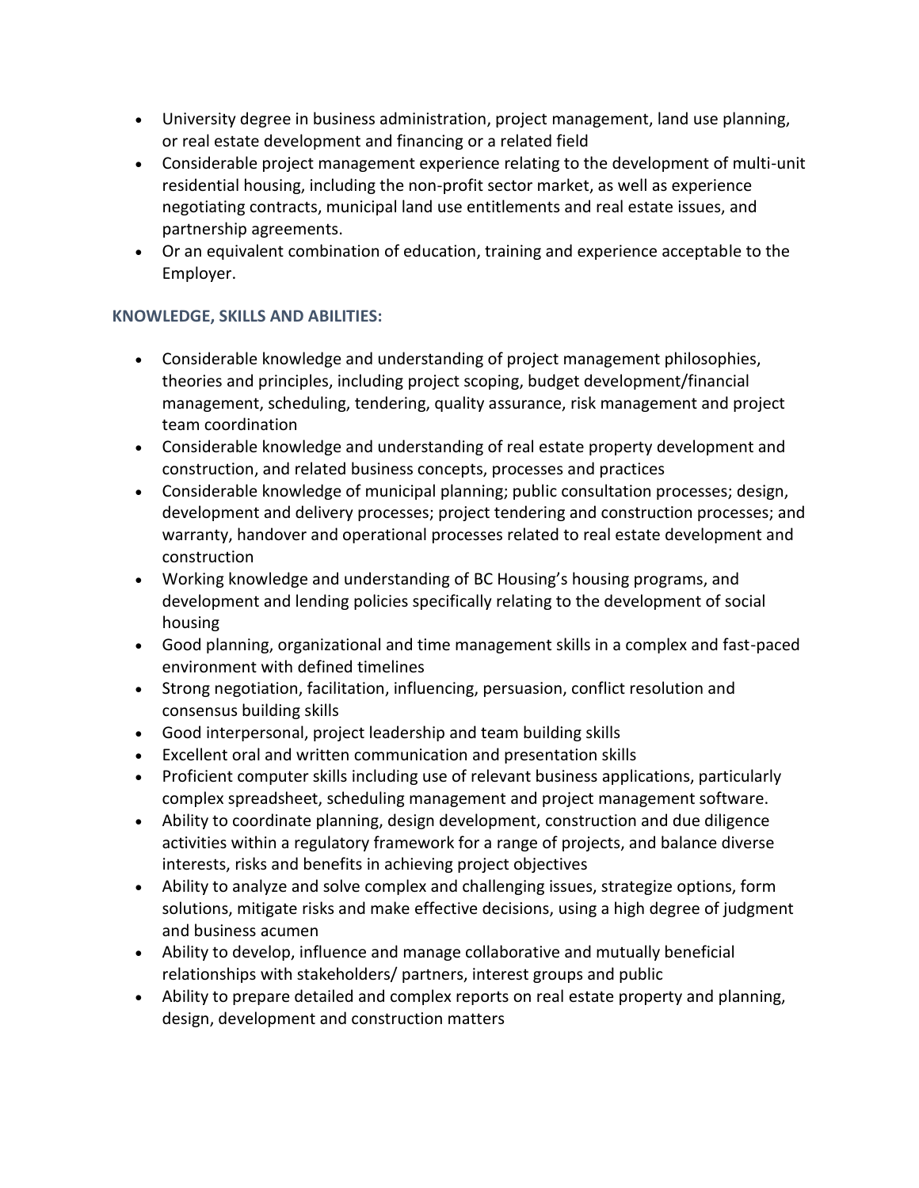- University degree in business administration, project management, land use planning, or real estate development and financing or a related field
- Considerable project management experience relating to the development of multi-unit residential housing, including the non-profit sector market, as well as experience negotiating contracts, municipal land use entitlements and real estate issues, and partnership agreements.
- Or an equivalent combination of education, training and experience acceptable to the Employer.

### KNOWLEDGE, SKILLS AND ABILITIES:

- Considerable knowledge and understanding of project management philosophies, theories and principles, including project scoping, budget development/financial management, scheduling, tendering, quality assurance, risk management and project team coordination
- Considerable knowledge and understanding of real estate property development and construction, and related business concepts, processes and practices
- Considerable knowledge of municipal planning; public consultation processes; design, development and delivery processes; project tendering and construction processes; and warranty, handover and operational processes related to real estate development and construction
- Working knowledge and understanding of BC Housing's housing programs, and development and lending policies specifically relating to the development of social housing
- Good planning, organizational and time management skills in a complex and fast-paced environment with defined timelines
- Strong negotiation, facilitation, influencing, persuasion, conflict resolution and consensus building skills
- Good interpersonal, project leadership and team building skills
- Excellent oral and written communication and presentation skills
- Proficient computer skills including use of relevant business applications, particularly complex spreadsheet, scheduling management and project management software.
- Ability to coordinate planning, design development, construction and due diligence activities within a regulatory framework for a range of projects, and balance diverse interests, risks and benefits in achieving project objectives
- Ability to analyze and solve complex and challenging issues, strategize options, form solutions, mitigate risks and make effective decisions, using a high degree of judgment and business acumen
- Ability to develop, influence and manage collaborative and mutually beneficial relationships with stakeholders/ partners, interest groups and public
- Ability to prepare detailed and complex reports on real estate property and planning, design, development and construction matters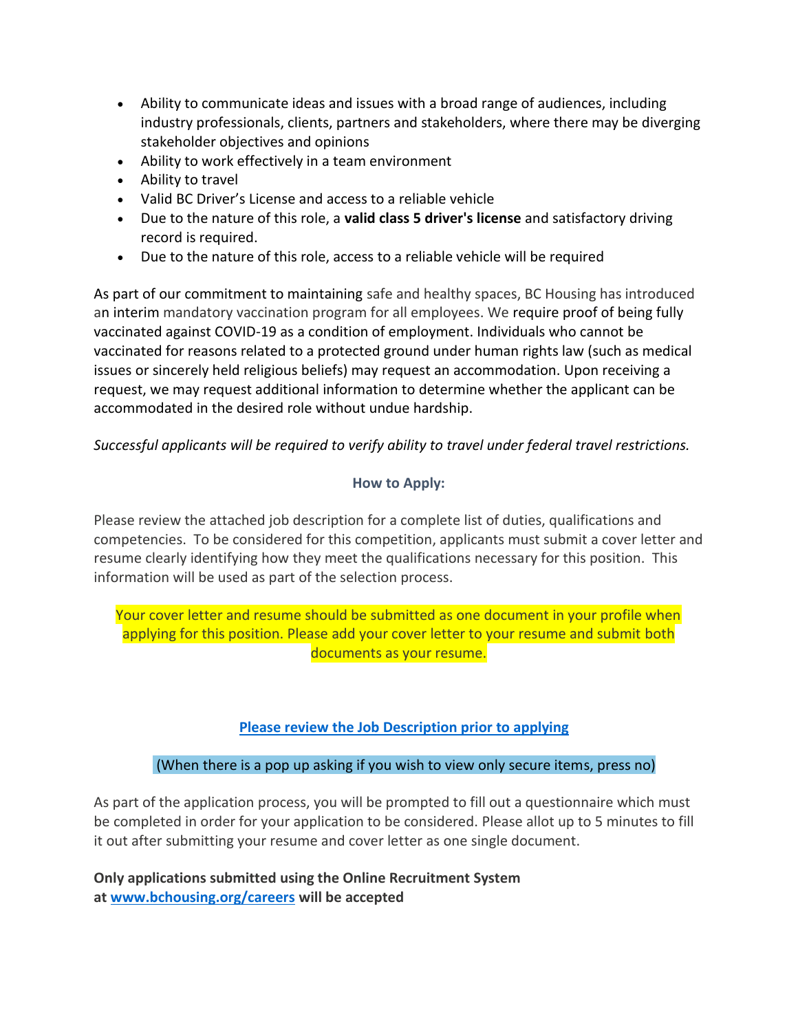- Ability to communicate ideas and issues with a broad range of audiences, including industry professionals, clients, partners and stakeholders, where there may be diverging stakeholder objectives and opinions
- Ability to work effectively in a team environment
- Ability to travel
- Valid BC Driver's License and access to a reliable vehicle
- Due to the nature of this role, a **valid class 5 driver's license** and satisfactory driving record is required.
- Due to the nature of this role, access to a reliable vehicle will be required

As part of our commitment to maintaining safe and healthy spaces, BC Housing has introduced an interim mandatory vaccination program for all employees. We require proof of being fully vaccinated against COVID-19 as a condition of employment. Individuals who cannot be vaccinated for reasons related to a protected ground under human rights law (such as medical issues or sincerely held religious beliefs) may request an accommodation. Upon receiving a request, we may request additional information to determine whether the applicant can be accommodated in the desired role without undue hardship.

*Successful applicants will be required to verify ability to travel under federal travel restrictions.*

**How to Apply:**

Please review the attached job description for a complete list of duties, qualifications and competencies. To be considered for this competition, applicants must submit a cover letter and resume clearly identifying how they meet the qualifications necessary for this position. This information will be used as part of the selection process.

Your cover letter and resume should be submitted as one document in your profile when applying for this position. Please add your cover letter to your resume and submit both documents as your resume.

**Please review the Job Description prior to applying**

(When there is a pop up asking if you wish to view only secure items, press no)

As part of the application process, you will be prompted to fill out a questionnaire which must be completed in order for your application to be considered. Please allot up to 5 minutes to fill it out after submitting your resume and cover letter as one single document.

**Only applications submitted using the Online Recruitment System at www.bchousing.org/careers will be accepted**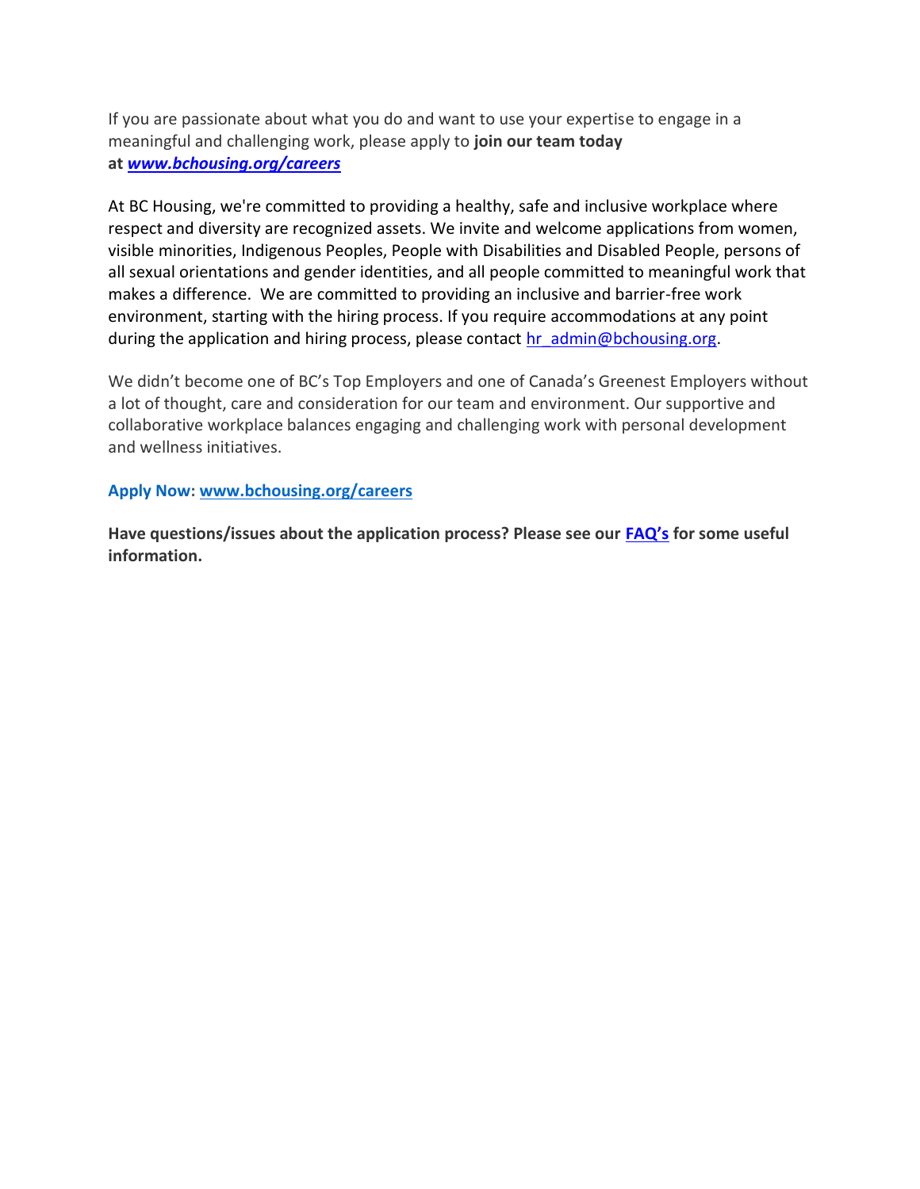If you are passionate about what you do and want to use your expertise to engage in a meaningful and challenging work, please apply to **join our team today at [*www.bchousing.org/careers*](www.bchousing.org/careers)**

At BC Housing, we're committed to providing a healthy, safe and inclusive workplace where respect and diversity are recognized assets. We invite and welcome applications from women, visible minorities, Indigenous Peoples, People with Disabilities and Disabled People, persons of all sexual orientations and gender identities, and all people committed to meaningful work that makes a difference.  We are committed to providing an inclusive and barrier-free work environment, starting with the hiring process. If you require accommodations at any point during the application and hiring process, please contact hr_admin@bchousing.org.

We didn't become one of BC's Top Employers and one of Canada's Greenest Employers without a lot of thought, care and consideration for our team and environment. Our supportive and collaborative workplace balances engaging and challenging work with personal development and wellness initiatives.

**Apply Now: [www.bchousing.org/careers](www.bchousing.org/careers)**

**Have questions/issues about the application process? Please see our FAQ's for some useful information.**